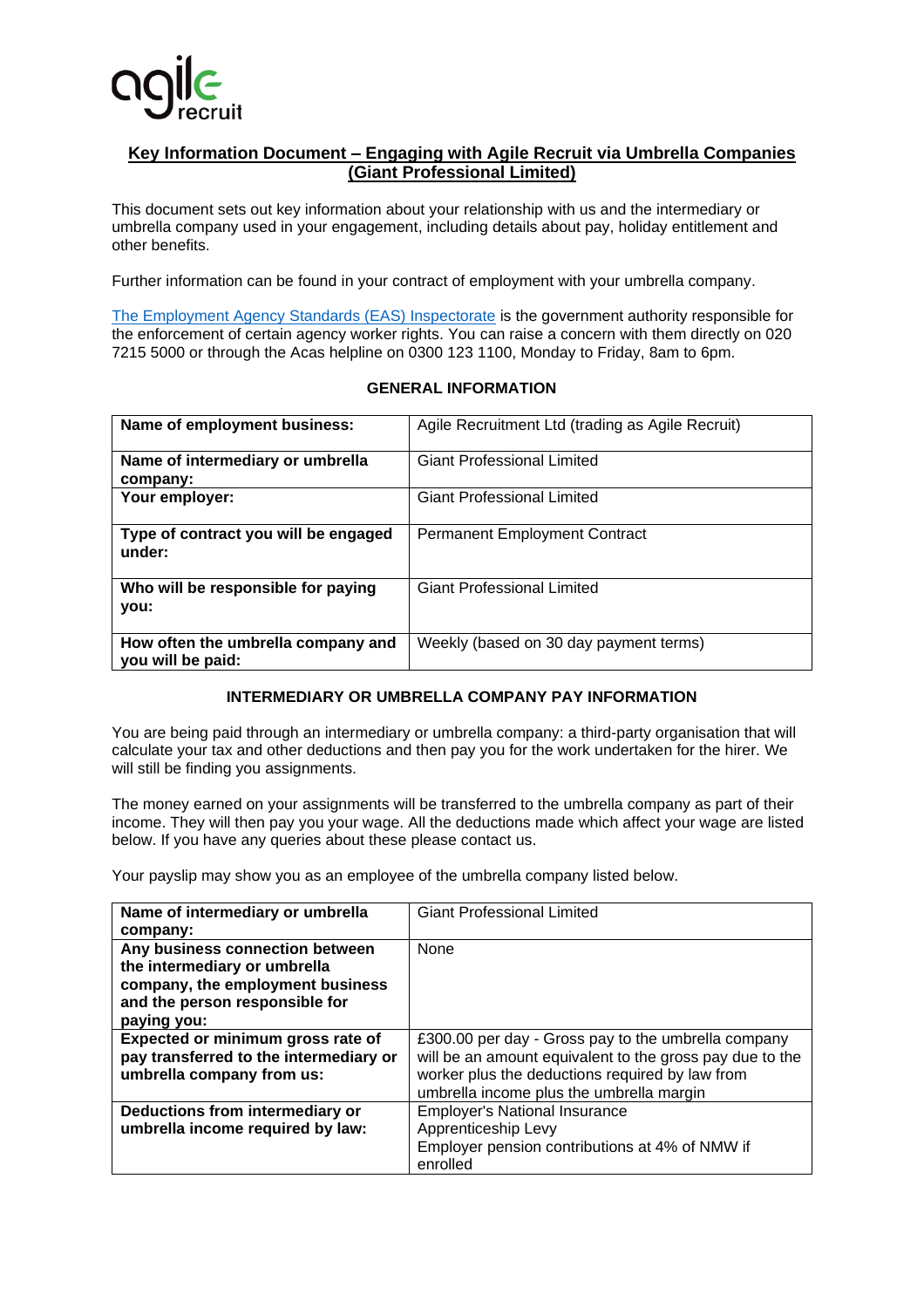## Key Information Document – Engaging with Agile Recruit via Umbrella Companies (Giant Professional Limited)

This document sets out key information about your relationship with us and the intermediary or umbrella company used in your engagement, including details about pay, holiday entitlement and other benefits.

Further information can be found in your contract of employment with your umbrella company.

The Employment Agency Standards (EAS) Inspectorate is the government authority responsible for the enforcement of certain agency worker rights. You can raise a concern with them directly on 020 7215 5000 or through the Acas helpline on 0300 123 1100, Monday to Friday, 8am to 6pm.

### GENERAL INFORMATION

| | |
|---|---|
| **Name of employment business:** | Agile Recruitment Ltd (trading as Agile Recruit) |
| **Name of intermediary or umbrella company:** | Giant Professional Limited |
| **Your employer:** | Giant Professional Limited |
| **Type of contract you will be engaged under:** | Permanent Employment Contract |
| **Who will be responsible for paying you:** | Giant Professional Limited |
| **How often the umbrella company and you will be paid:** | Weekly (based on 30 day payment terms) |

### INTERMEDIARY OR UMBRELLA COMPANY PAY INFORMATION

You are being paid through an intermediary or umbrella company: a third-party organisation that will calculate your tax and other deductions and then pay you for the work undertaken for the hirer. We will still be finding you assignments.

The money earned on your assignments will be transferred to the umbrella company as part of their income. They will then pay you your wage. All the deductions made which affect your wage are listed below. If you have any queries about these please contact us.

Your payslip may show you as an employee of the umbrella company listed below.

| | |
|---|---|
| **Name of intermediary or umbrella company:** | Giant Professional Limited |
| **Any business connection between the intermediary or umbrella company, the employment business and the person responsible for paying you:** | None |
| **Expected or minimum gross rate of pay transferred to the intermediary or umbrella company from us:** | £300.00 per day - Gross pay to the umbrella company will be an amount equivalent to the gross pay due to the worker plus the deductions required by law from umbrella income plus the umbrella margin |
| **Deductions from intermediary or umbrella income required by law:** | Employer's National Insurance<br>Apprenticeship Levy<br>Employer pension contributions at 4% of NMW if enrolled |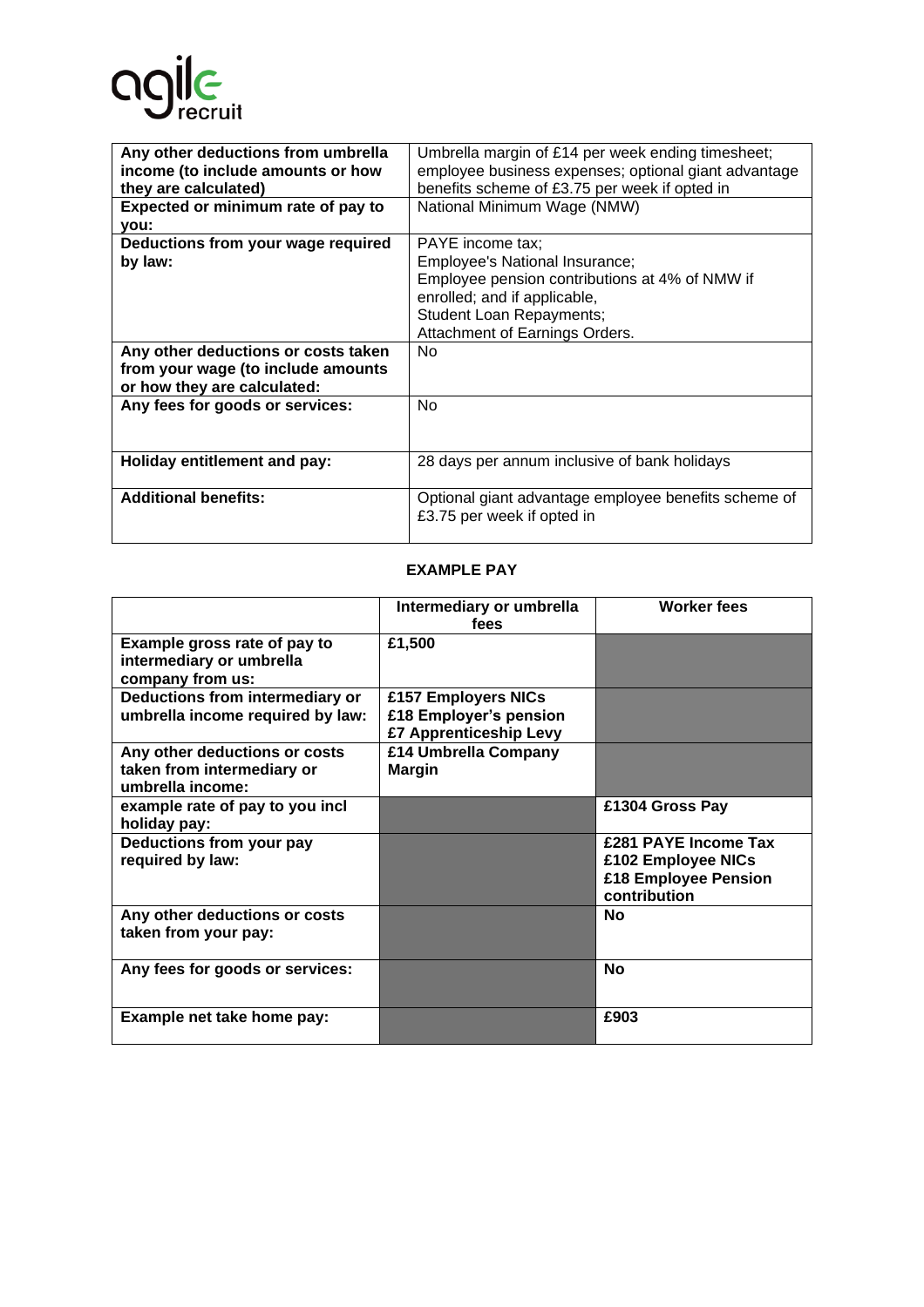| | |
|---|---|
| **Any other deductions from umbrella income (to include amounts or how they are calculated)** | Umbrella margin of £14 per week ending timesheet; employee business expenses; optional giant advantage benefits scheme of £3.75 per week if opted in |
| **Expected or minimum rate of pay to you:** | National Minimum Wage (NMW) |
| **Deductions from your wage required by law:** | PAYE income tax;<br>Employee's National Insurance;<br>Employee pension contributions at 4% of NMW if enrolled; and if applicable,<br>Student Loan Repayments;<br>Attachment of Earnings Orders. |
| **Any other deductions or costs taken from your wage (to include amounts or how they are calculated:** | No |
| **Any fees for goods or services:** | No |
| **Holiday entitlement and pay:** | 28 days per annum inclusive of bank holidays |
| **Additional benefits:** | Optional giant advantage employee benefits scheme of £3.75 per week if opted in |

## EXAMPLE PAY

| | Intermediary or umbrella fees | Worker fees |
|---|---|---|
| **Example gross rate of pay to intermediary or umbrella company from us:** | **£1,500** | |
| **Deductions from intermediary or umbrella income required by law:** | **£157 Employers NICs**<br>**£18 Employer's pension**<br>**£7 Apprenticeship Levy** | |
| **Any other deductions or costs taken from intermediary or umbrella income:** | **£14 Umbrella Company Margin** | |
| **example rate of pay to you incl holiday pay:** | | **£1304 Gross Pay** |
| **Deductions from your pay required by law:** | | **£281 PAYE Income Tax**<br>**£102 Employee NICs**<br>**£18 Employee Pension contribution** |
| **Any other deductions or costs taken from your pay:** | | **No** |
| **Any fees for goods or services:** | | **No** |
| **Example net take home pay:** | | **£903** |